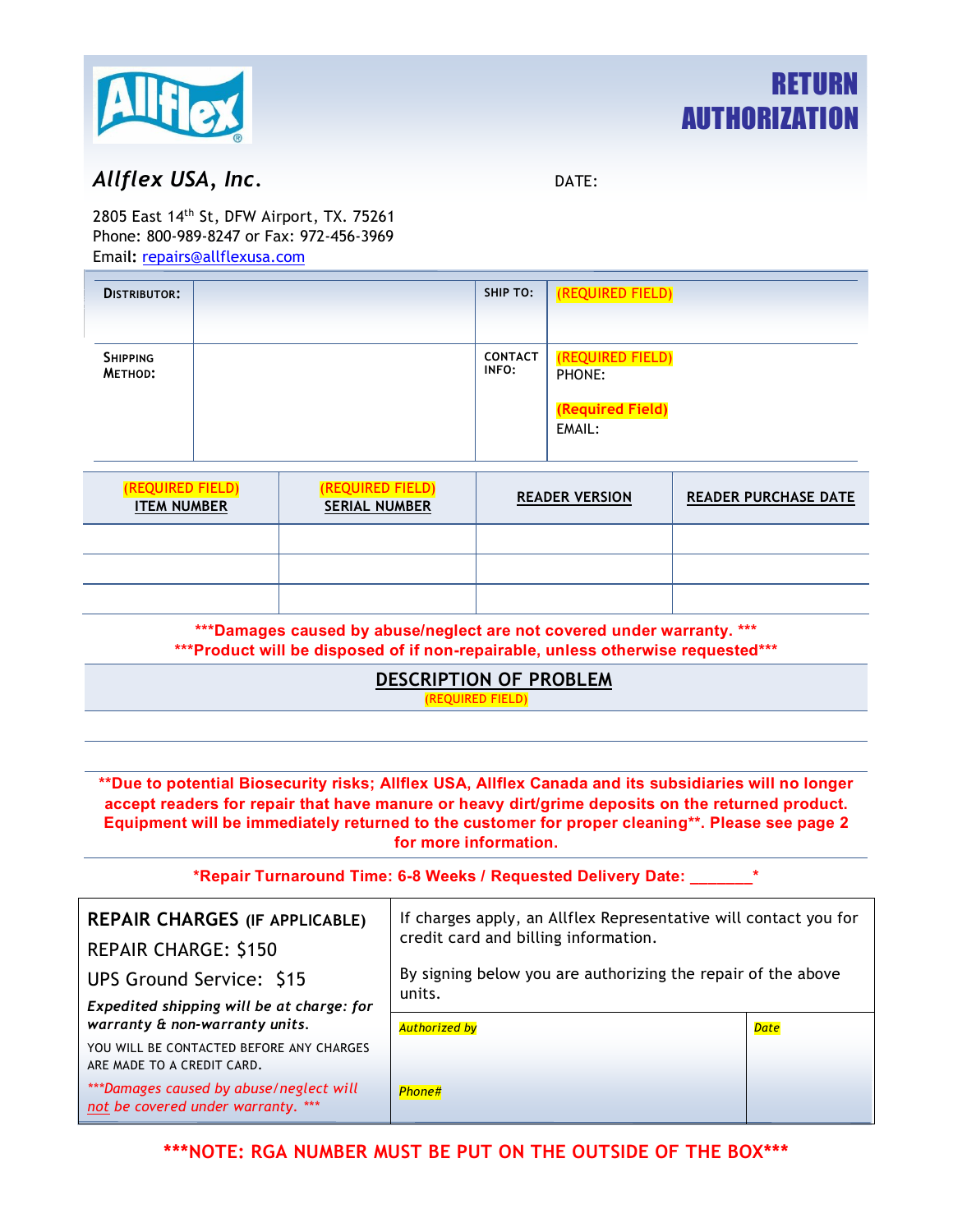# RETURN AUTHORIZATION

***Allflex USA, Inc.***

DATE:

2805 East 14th St, DFW Airport, TX. 75261
Phone: 800-989-8247 or Fax: 972-456-3969
**Email:** repairs@allflexusa.com

| DISTRIBUTOR: | | SHIP TO: | (REQUIRED FIELD) |
|---|---|---|---|
| SHIPPING METHOD: | | CONTACT INFO: | (REQUIRED FIELD) PHONE: (Required Field) EMAIL: |

| (REQUIRED FIELD) ITEM NUMBER | (REQUIRED FIELD) SERIAL NUMBER | READER VERSION | READER PURCHASE DATE |
|---|---|---|---|
| | | | |
| | | | |
| | | | |

**\*\*\*Damages caused by abuse/neglect are not covered under warranty. \*\*\***
**\*\*\*Product will be disposed of if non-repairable, unless otherwise requested\*\*\***

## DESCRIPTION OF PROBLEM

(REQUIRED FIELD)

**\*\*Due to potential Biosecurity risks; Allflex USA, Allflex Canada and its subsidiaries will no longer accept readers for repair that have manure or heavy dirt/grime deposits on the returned product. Equipment will be immediately returned to the customer for proper cleaning\*\*. Please see page 2 for more information.**

**\*Repair Turnaround Time: 6-8 Weeks / Requested Delivery Date: \_\_\_\_\_\_\_\***

| **REPAIR CHARGES (IF APPLICABLE)** REPAIR CHARGE: $150 UPS Ground Service: $15 ***Expedited shipping will be at charge: for warranty & non-warranty units.*** YOU WILL BE CONTACTED BEFORE ANY CHARGES ARE MADE TO A CREDIT CARD. *\*\*\*Damages caused by abuse/neglect will not be covered under warranty. \*\*\** | If charges apply, an Allflex Representative will contact you for credit card and billing information. By signing below you are authorizing the repair of the above units. | |
|---|---|---|
| | *Authorized by* *Phone#* | *Date* |

**\*\*\*NOTE: RGA NUMBER MUST BE PUT ON THE OUTSIDE OF THE BOX\*\*\***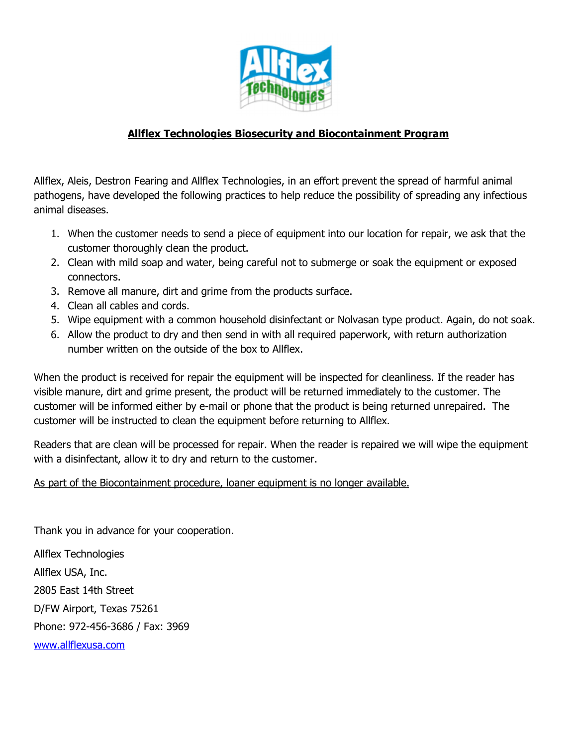## Allflex Technologies Biosecurity and Biocontainment Program

Allflex, Aleis, Destron Fearing and Allflex Technologies, in an effort prevent the spread of harmful animal pathogens, have developed the following practices to help reduce the possibility of spreading any infectious animal diseases.

1. When the customer needs to send a piece of equipment into our location for repair, we ask that the customer thoroughly clean the product.
2. Clean with mild soap and water, being careful not to submerge or soak the equipment or exposed connectors.
3. Remove all manure, dirt and grime from the products surface.
4. Clean all cables and cords.
5. Wipe equipment with a common household disinfectant or Nolvasan type product. Again, do not soak.
6. Allow the product to dry and then send in with all required paperwork, with return authorization number written on the outside of the box to Allflex.

When the product is received for repair the equipment will be inspected for cleanliness. If the reader has visible manure, dirt and grime present, the product will be returned immediately to the customer. The customer will be informed either by e-mail or phone that the product is being returned unrepaired. The customer will be instructed to clean the equipment before returning to Allflex.

Readers that are clean will be processed for repair. When the reader is repaired we will wipe the equipment with a disinfectant, allow it to dry and return to the customer.

As part of the Biocontainment procedure, loaner equipment is no longer available.

Thank you in advance for your cooperation.

Allflex Technologies
Allflex USA, Inc.
2805 East 14th Street
D/FW Airport, Texas 75261
Phone: 972-456-3686 / Fax: 3969
[www.allflexusa.com](http://www.allflexusa.com)